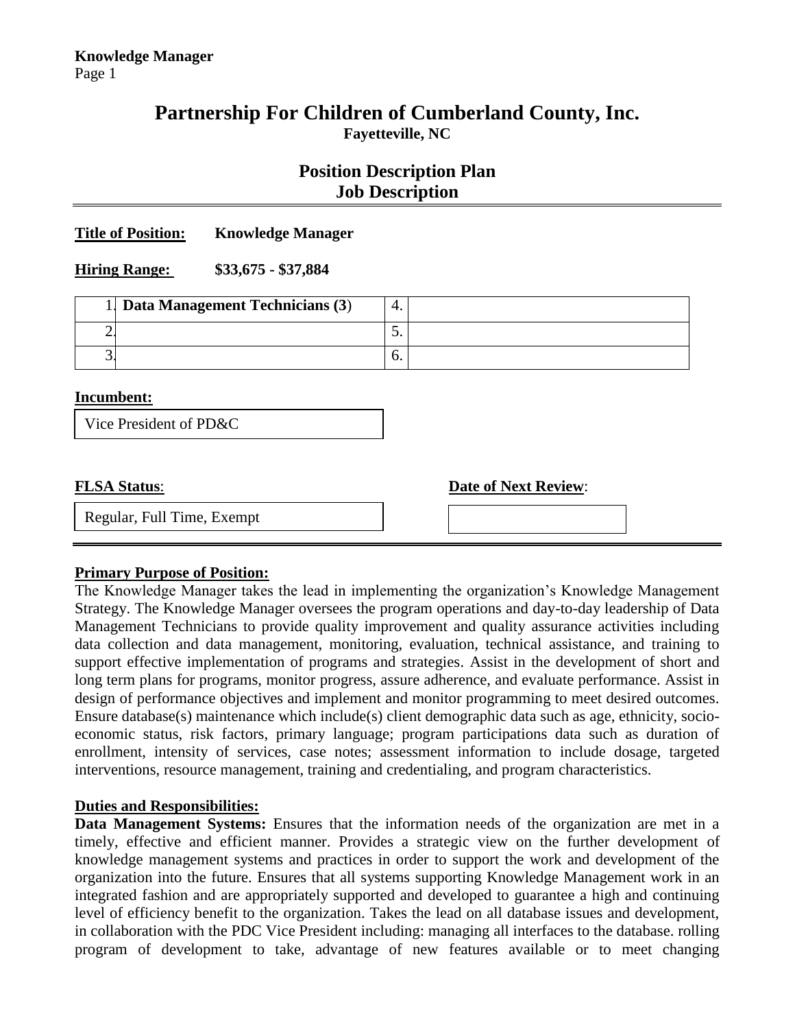# Partnership For Children of Cumberland County, Inc.

**Fayetteville, NC**

## Position Description Plan
## Job Description

**Title of Position:** **Knowledge Manager**

**Hiring Range:** **$33,675 - $37,884**

| | | | |
|---|---|---|---|
| 1. | **Data Management Technicians (3)** | 4. | |
| 2. | | 5. | |
| 3. | | 6. | |

**Incumbent:**

Vice President of PD&C

**FLSA Status**:

Regular, Full Time, Exempt

**Date of Next Review**:

**Primary Purpose of Position:**

The Knowledge Manager takes the lead in implementing the organization's Knowledge Management Strategy. The Knowledge Manager oversees the program operations and day-to-day leadership of Data Management Technicians to provide quality improvement and quality assurance activities including data collection and data management, monitoring, evaluation, technical assistance, and training to support effective implementation of programs and strategies. Assist in the development of short and long term plans for programs, monitor progress, assure adherence, and evaluate performance. Assist in design of performance objectives and implement and monitor programming to meet desired outcomes. Ensure database(s) maintenance which include(s) client demographic data such as age, ethnicity, socio-economic status, risk factors, primary language; program participations data such as duration of enrollment, intensity of services, case notes; assessment information to include dosage, targeted interventions, resource management, training and credentialing, and program characteristics.

**Duties and Responsibilities:**

**Data Management Systems:** Ensures that the information needs of the organization are met in a timely, effective and efficient manner. Provides a strategic view on the further development of knowledge management systems and practices in order to support the work and development of the organization into the future. Ensures that all systems supporting Knowledge Management work in an integrated fashion and are appropriately supported and developed to guarantee a high and continuing level of efficiency benefit to the organization. Takes the lead on all database issues and development, in collaboration with the PDC Vice President including: managing all interfaces to the database. rolling program of development to take, advantage of new features available or to meet changing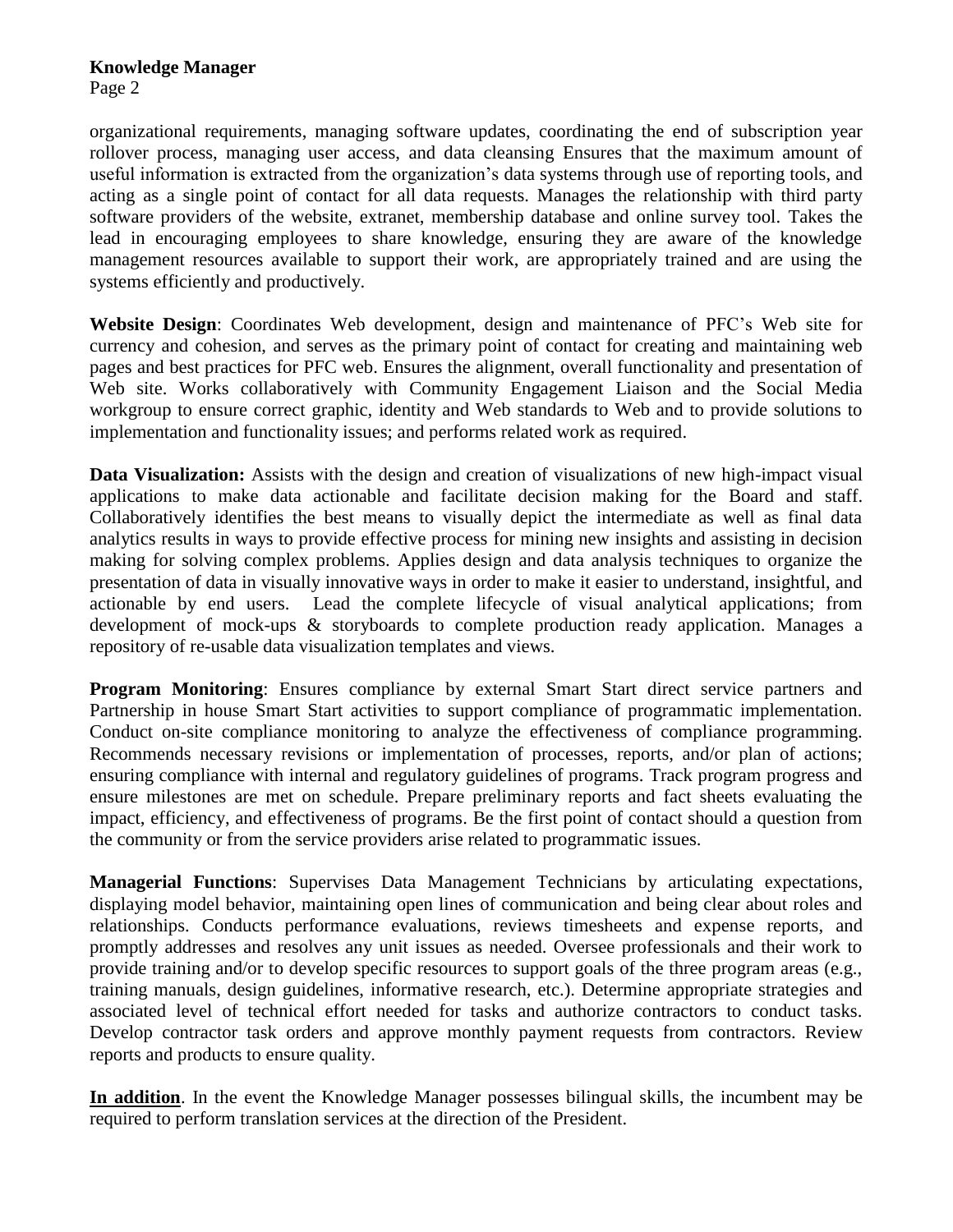organizational requirements, managing software updates, coordinating the end of subscription year rollover process, managing user access, and data cleansing Ensures that the maximum amount of useful information is extracted from the organization's data systems through use of reporting tools, and acting as a single point of contact for all data requests. Manages the relationship with third party software providers of the website, extranet, membership database and online survey tool. Takes the lead in encouraging employees to share knowledge, ensuring they are aware of the knowledge management resources available to support their work, are appropriately trained and are using the systems efficiently and productively.

**Website Design**: Coordinates Web development, design and maintenance of PFC's Web site for currency and cohesion, and serves as the primary point of contact for creating and maintaining web pages and best practices for PFC web. Ensures the alignment, overall functionality and presentation of Web site. Works collaboratively with Community Engagement Liaison and the Social Media workgroup to ensure correct graphic, identity and Web standards to Web and to provide solutions to implementation and functionality issues; and performs related work as required.

**Data Visualization:** Assists with the design and creation of visualizations of new high-impact visual applications to make data actionable and facilitate decision making for the Board and staff. Collaboratively identifies the best means to visually depict the intermediate as well as final data analytics results in ways to provide effective process for mining new insights and assisting in decision making for solving complex problems. Applies design and data analysis techniques to organize the presentation of data in visually innovative ways in order to make it easier to understand, insightful, and actionable by end users. Lead the complete lifecycle of visual analytical applications; from development of mock-ups & storyboards to complete production ready application. Manages a repository of re-usable data visualization templates and views.

**Program Monitoring**: Ensures compliance by external Smart Start direct service partners and Partnership in house Smart Start activities to support compliance of programmatic implementation. Conduct on-site compliance monitoring to analyze the effectiveness of compliance programming. Recommends necessary revisions or implementation of processes, reports, and/or plan of actions; ensuring compliance with internal and regulatory guidelines of programs. Track program progress and ensure milestones are met on schedule. Prepare preliminary reports and fact sheets evaluating the impact, efficiency, and effectiveness of programs. Be the first point of contact should a question from the community or from the service providers arise related to programmatic issues.

**Managerial Functions**: Supervises Data Management Technicians by articulating expectations, displaying model behavior, maintaining open lines of communication and being clear about roles and relationships. Conducts performance evaluations, reviews timesheets and expense reports, and promptly addresses and resolves any unit issues as needed. Oversee professionals and their work to provide training and/or to develop specific resources to support goals of the three program areas (e.g., training manuals, design guidelines, informative research, etc.). Determine appropriate strategies and associated level of technical effort needed for tasks and authorize contractors to conduct tasks. Develop contractor task orders and approve monthly payment requests from contractors. Review reports and products to ensure quality.

**In addition**. In the event the Knowledge Manager possesses bilingual skills, the incumbent may be required to perform translation services at the direction of the President.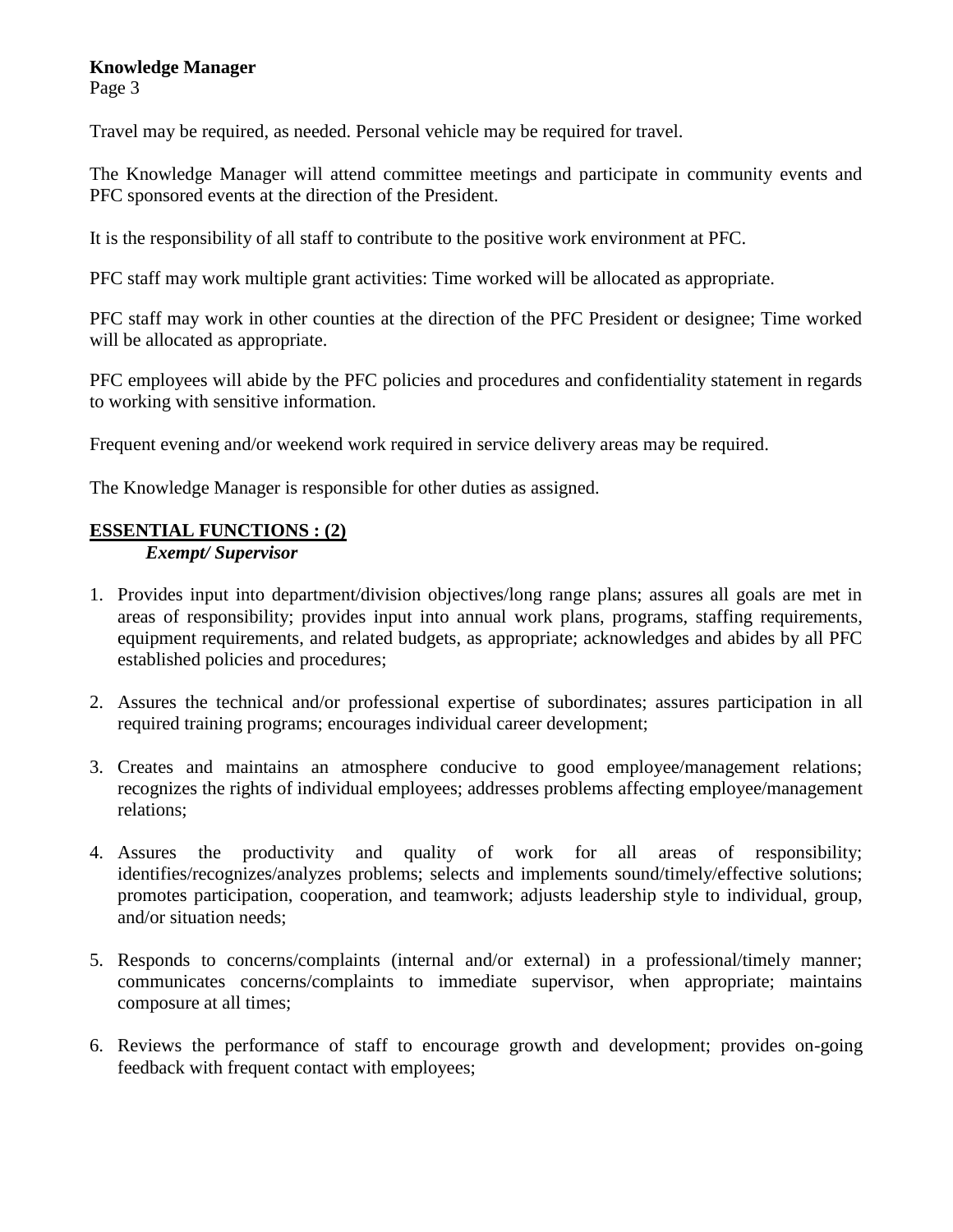Travel may be required, as needed. Personal vehicle may be required for travel.

The Knowledge Manager will attend committee meetings and participate in community events and PFC sponsored events at the direction of the President.

It is the responsibility of all staff to contribute to the positive work environment at PFC.

PFC staff may work multiple grant activities: Time worked will be allocated as appropriate.

PFC staff may work in other counties at the direction of the PFC President or designee; Time worked will be allocated as appropriate.

PFC employees will abide by the PFC policies and procedures and confidentiality statement in regards to working with sensitive information.

Frequent evening and/or weekend work required in service delivery areas may be required.

The Knowledge Manager is responsible for other duties as assigned.

## ESSENTIAL FUNCTIONS : (2)

***Exempt/ Supervisor***

1. Provides input into department/division objectives/long range plans; assures all goals are met in areas of responsibility; provides input into annual work plans, programs, staffing requirements, equipment requirements, and related budgets, as appropriate; acknowledges and abides by all PFC established policies and procedures;
2. Assures the technical and/or professional expertise of subordinates; assures participation in all required training programs; encourages individual career development;
3. Creates and maintains an atmosphere conducive to good employee/management relations; recognizes the rights of individual employees; addresses problems affecting employee/management relations;
4. Assures the productivity and quality of work for all areas of responsibility; identifies/recognizes/analyzes problems; selects and implements sound/timely/effective solutions; promotes participation, cooperation, and teamwork; adjusts leadership style to individual, group, and/or situation needs;
5. Responds to concerns/complaints (internal and/or external) in a professional/timely manner; communicates concerns/complaints to immediate supervisor, when appropriate; maintains composure at all times;
6. Reviews the performance of staff to encourage growth and development; provides on-going feedback with frequent contact with employees;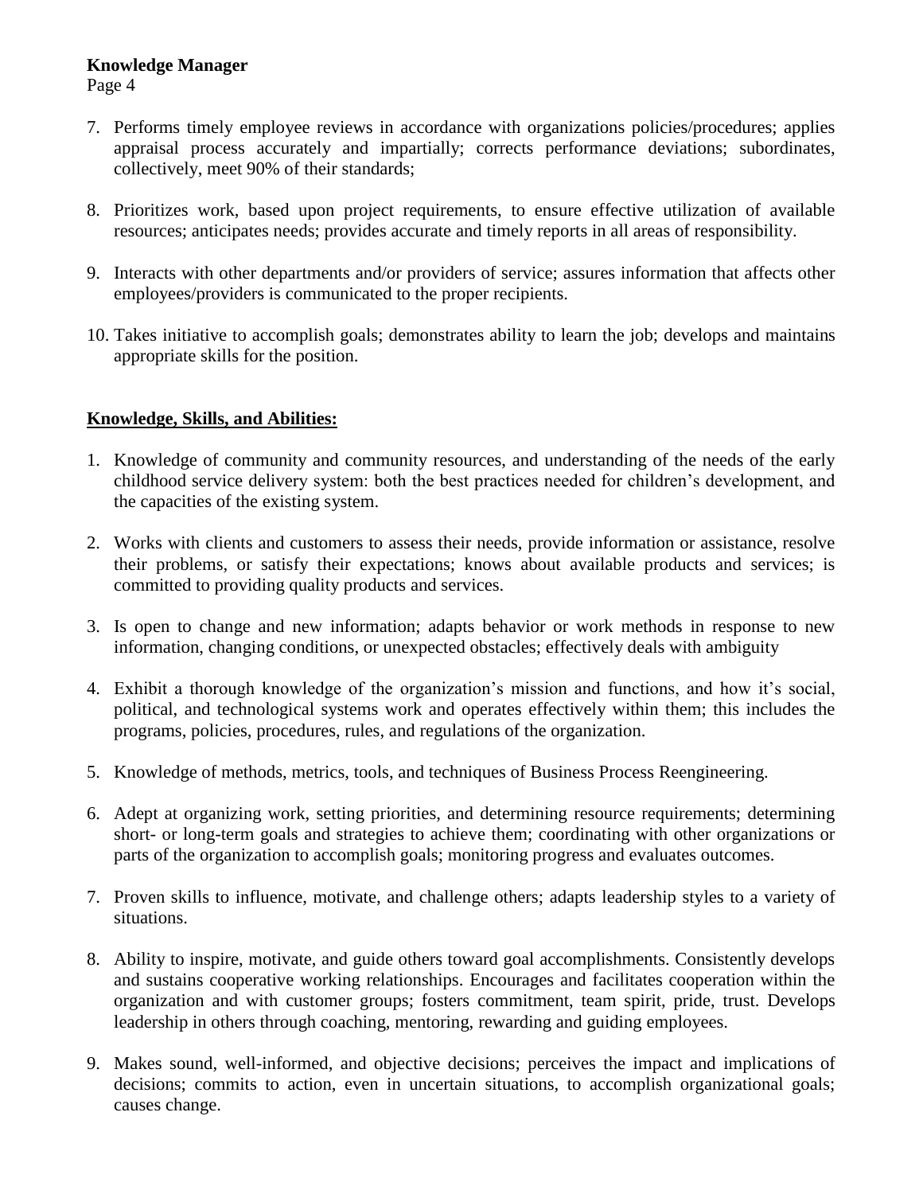7. Performs timely employee reviews in accordance with organizations policies/procedures; applies appraisal process accurately and impartially; corrects performance deviations; subordinates, collectively, meet 90% of their standards;

8. Prioritizes work, based upon project requirements, to ensure effective utilization of available resources; anticipates needs; provides accurate and timely reports in all areas of responsibility.

9. Interacts with other departments and/or providers of service; assures information that affects other employees/providers is communicated to the proper recipients.

10. Takes initiative to accomplish goals; demonstrates ability to learn the job; develops and maintains appropriate skills for the position.

## Knowledge, Skills, and Abilities:

1. Knowledge of community and community resources, and understanding of the needs of the early childhood service delivery system: both the best practices needed for children's development, and the capacities of the existing system.

2. Works with clients and customers to assess their needs, provide information or assistance, resolve their problems, or satisfy their expectations; knows about available products and services; is committed to providing quality products and services.

3. Is open to change and new information; adapts behavior or work methods in response to new information, changing conditions, or unexpected obstacles; effectively deals with ambiguity

4. Exhibit a thorough knowledge of the organization's mission and functions, and how it's social, political, and technological systems work and operates effectively within them; this includes the programs, policies, procedures, rules, and regulations of the organization.

5. Knowledge of methods, metrics, tools, and techniques of Business Process Reengineering.

6. Adept at organizing work, setting priorities, and determining resource requirements; determining short- or long-term goals and strategies to achieve them; coordinating with other organizations or parts of the organization to accomplish goals; monitoring progress and evaluates outcomes.

7. Proven skills to influence, motivate, and challenge others; adapts leadership styles to a variety of situations.

8. Ability to inspire, motivate, and guide others toward goal accomplishments. Consistently develops and sustains cooperative working relationships. Encourages and facilitates cooperation within the organization and with customer groups; fosters commitment, team spirit, pride, trust. Develops leadership in others through coaching, mentoring, rewarding and guiding employees.

9. Makes sound, well-informed, and objective decisions; perceives the impact and implications of decisions; commits to action, even in uncertain situations, to accomplish organizational goals; causes change.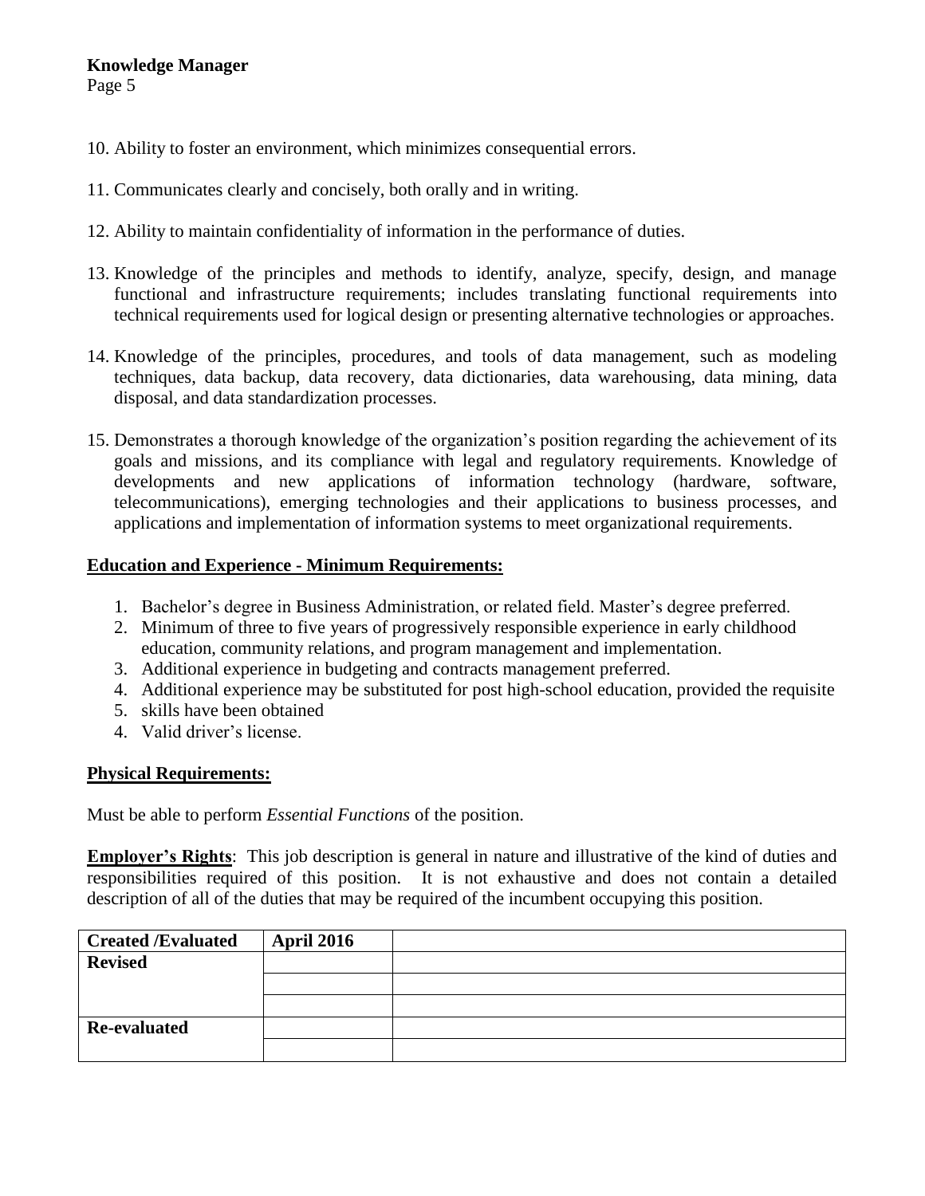10. Ability to foster an environment, which minimizes consequential errors.

11. Communicates clearly and concisely, both orally and in writing.

12. Ability to maintain confidentiality of information in the performance of duties.

13. Knowledge of the principles and methods to identify, analyze, specify, design, and manage functional and infrastructure requirements; includes translating functional requirements into technical requirements used for logical design or presenting alternative technologies or approaches.

14. Knowledge of the principles, procedures, and tools of data management, such as modeling techniques, data backup, data recovery, data dictionaries, data warehousing, data mining, data disposal, and data standardization processes.

15. Demonstrates a thorough knowledge of the organization's position regarding the achievement of its goals and missions, and its compliance with legal and regulatory requirements. Knowledge of developments and new applications of information technology (hardware, software, telecommunications), emerging technologies and their applications to business processes, and applications and implementation of information systems to meet organizational requirements.

**Education and Experience - Minimum Requirements:**

1. Bachelor's degree in Business Administration, or related field. Master's degree preferred.
2. Minimum of three to five years of progressively responsible experience in early childhood education, community relations, and program management and implementation.
3. Additional experience in budgeting and contracts management preferred.
4. Additional experience may be substituted for post high-school education, provided the requisite
5. skills have been obtained
4. Valid driver's license.

**Physical Requirements:**

Must be able to perform *Essential Functions* of the position.

**Employer's Rights**: This job description is general in nature and illustrative of the kind of duties and responsibilities required of this position. It is not exhaustive and does not contain a detailed description of all of the duties that may be required of the incumbent occupying this position.

| | | |
|---|---|---|
| **Created /Evaluated** | **April 2016** | |
| **Revised** | | |
| | | |
| | | |
| **Re-evaluated** | | |
| | | |